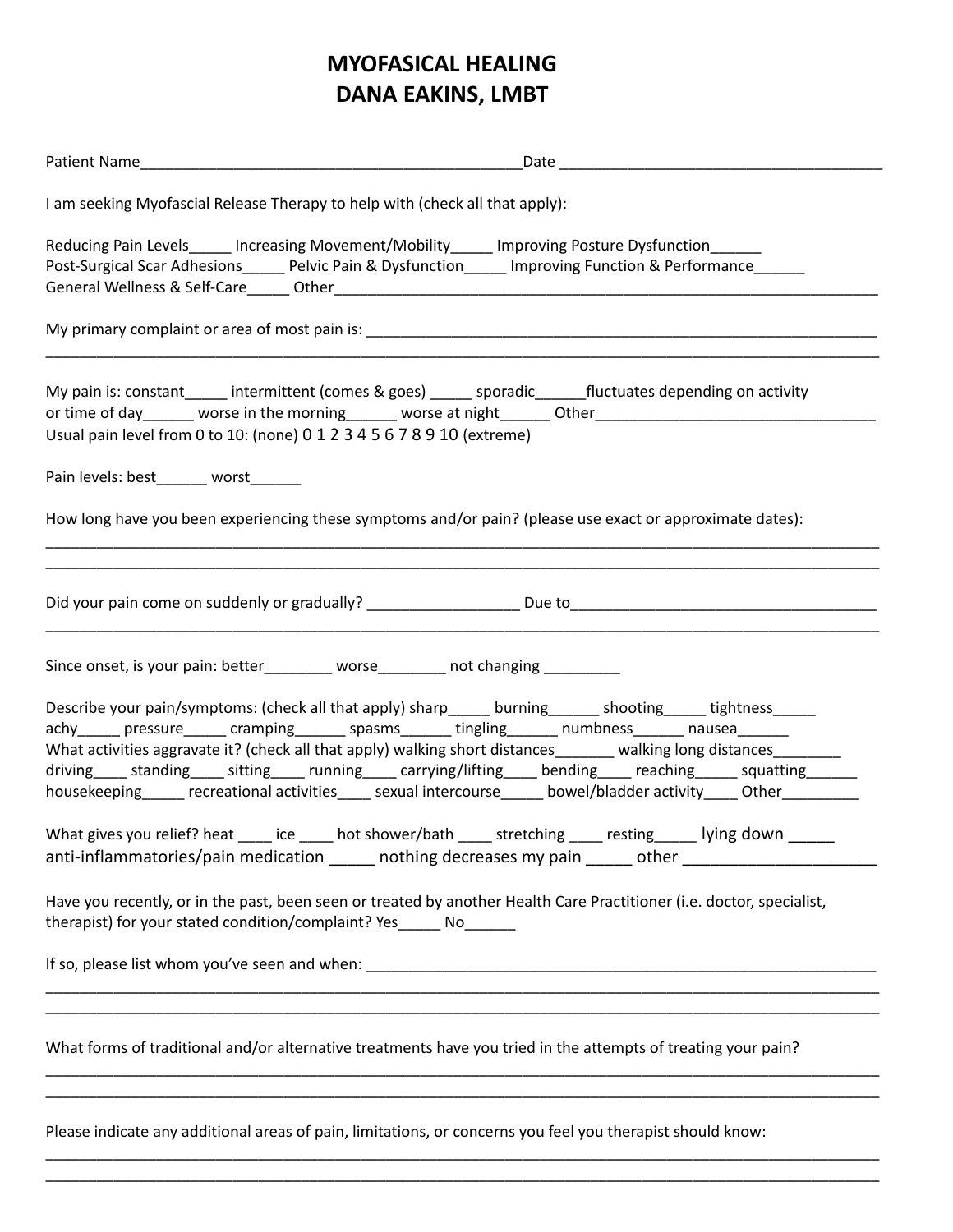# MYOFASICAL HEALING
# DANA EAKINS, LMBT

Patient Name_____________________________________________Date _____________________________________

I am seeking Myofascial Release Therapy to help with (check all that apply):

Reducing Pain Levels_____ Increasing Movement/Mobility_____ Improving Posture Dysfunction______
Post-Surgical Scar Adhesions_____ Pelvic Pain & Dysfunction_____ Improving Function & Performance______
General Wellness & Self-Care_____ Other_______________________________________________________________

My primary complaint or area of most pain is: ______________________________________________________________
_____________________________________________________________________________________________

My pain is: constant_____ intermittent (comes & goes) _____ sporadic______fluctuates depending on activity or time of day______ worse in the morning______ worse at night______ Other__________________________________
Usual pain level from 0 to 10: (none) 0 1 2 3 4 5 6 7 8 9 10 (extreme)

Pain levels: best______ worst______

How long have you been experiencing these symptoms and/or pain? (please use exact or approximate dates):
_____________________________________________________________________________________________
_____________________________________________________________________________________________

Did your pain come on suddenly or gradually? __________________ Due to____________________________________
_____________________________________________________________________________________________

Since onset, is your pain: better________ worse________ not changing _________

Describe your pain/symptoms: (check all that apply) sharp_____ burning______ shooting_____ tightness_____ achy_____ pressure_____ cramping______ spasms______ tingling______ numbness______ nausea______
What activities aggravate it? (check all that apply) walking short distances_______ walking long distances________ driving____ standing____ sitting____ running____ carrying/lifting____ bending____ reaching_____ squatting______ housekeeping_____ recreational activities____ sexual intercourse_____ bowel/bladder activity____ Other_________

What gives you relief? heat ____ ice ____ hot shower/bath ____ stretching ____ resting_____ lying down _____ anti-inflammatories/pain medication _____ nothing decreases my pain _____ other _____________________

Have you recently, or in the past, been seen or treated by another Health Care Practitioner (i.e. doctor, specialist, therapist) for your stated condition/complaint? Yes_____ No______

If so, please list whom you've seen and when: ________________________________________________________________
_____________________________________________________________________________________________
_____________________________________________________________________________________________

What forms of traditional and/or alternative treatments have you tried in the attempts of treating your pain?
_____________________________________________________________________________________________
_____________________________________________________________________________________________

Please indicate any additional areas of pain, limitations, or concerns you feel you therapist should know:
_____________________________________________________________________________________________
_____________________________________________________________________________________________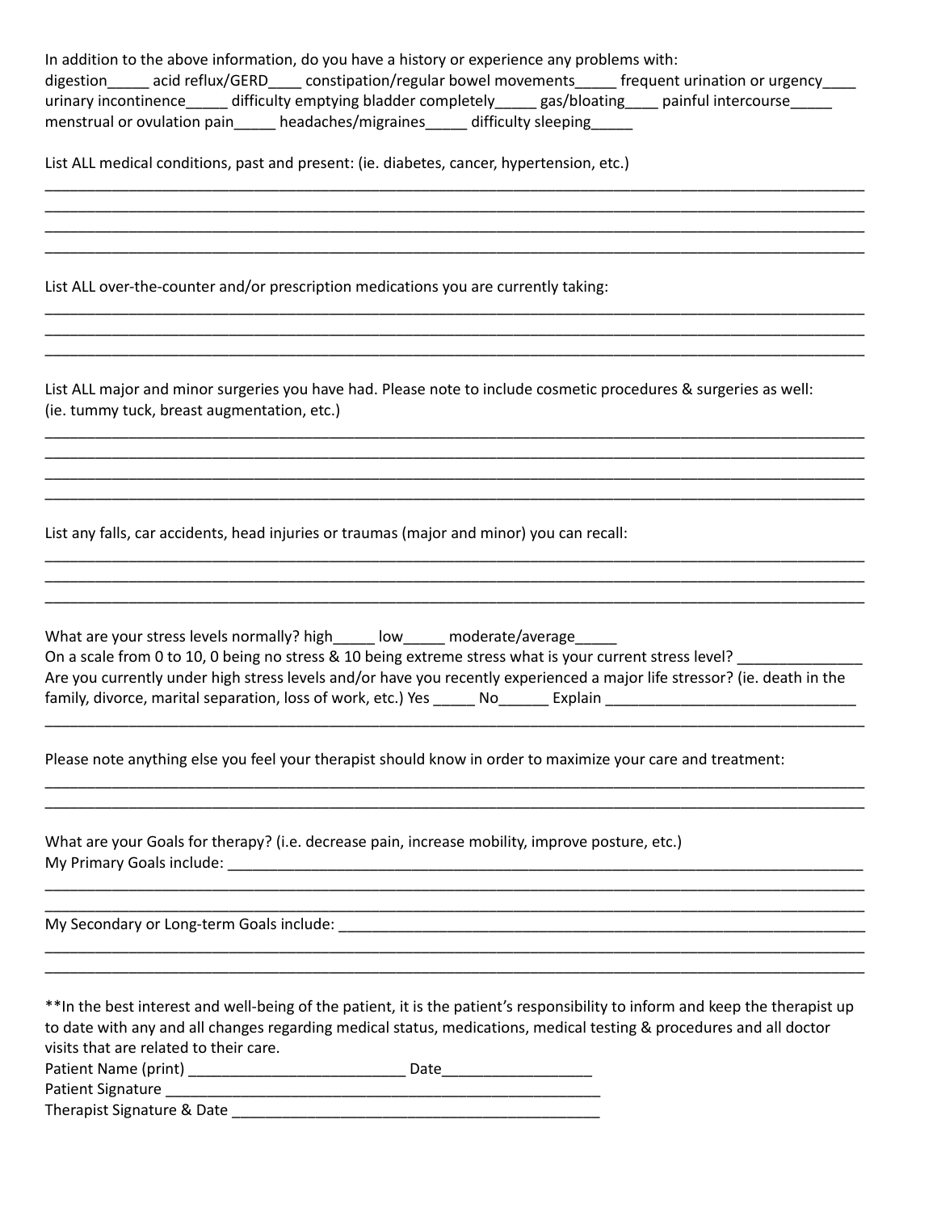In addition to the above information, do you have a history or experience any problems with:
digestion_____ acid reflux/GERD____ constipation/regular bowel movements_____ frequent urination or urgency____ urinary incontinence_____ difficulty emptying bladder completely_____ gas/bloating____ painful intercourse_____ menstrual or ovulation pain_____ headaches/migraines_____ difficulty sleeping_____

List ALL medical conditions, past and present: (ie. diabetes, cancer, hypertension, etc.)

_____________________________________________________________________________________________
_____________________________________________________________________________________________
_____________________________________________________________________________________________
_____________________________________________________________________________________________

List ALL over-the-counter and/or prescription medications you are currently taking:

_____________________________________________________________________________________________
_____________________________________________________________________________________________
_____________________________________________________________________________________________

List ALL major and minor surgeries you have had. Please note to include cosmetic procedures & surgeries as well: (ie. tummy tuck, breast augmentation, etc.)

_____________________________________________________________________________________________
_____________________________________________________________________________________________
_____________________________________________________________________________________________
_____________________________________________________________________________________________

List any falls, car accidents, head injuries or traumas (major and minor) you can recall:

_____________________________________________________________________________________________
_____________________________________________________________________________________________
_____________________________________________________________________________________________

What are your stress levels normally? high_____ low_____ moderate/average_____
On a scale from 0 to 10, 0 being no stress & 10 being extreme stress what is your current stress level? _______________
Are you currently under high stress levels and/or have you recently experienced a major life stressor? (ie. death in the family, divorce, marital separation, loss of work, etc.) Yes _____ No______ Explain _______________________________
_____________________________________________________________________________________________

Please note anything else you feel your therapist should know in order to maximize your care and treatment:

_____________________________________________________________________________________________
_____________________________________________________________________________________________

What are your Goals for therapy? (i.e. decrease pain, increase mobility, improve posture, etc.)
My Primary Goals include: __________________________________________________________________________
_____________________________________________________________________________________________
_____________________________________________________________________________________________

My Secondary or Long-term Goals include: ___________________________________________________________
_____________________________________________________________________________________________
_____________________________________________________________________________________________

**In the best interest and well-being of the patient, it is the patient's responsibility to inform and keep the therapist up to date with any and all changes regarding medical status, medications, medical testing & procedures and all doctor visits that are related to their care.

Patient Name (print) __________________________ Date__________________
Patient Signature ______________________________________________________
Therapist Signature & Date _____________________________________________